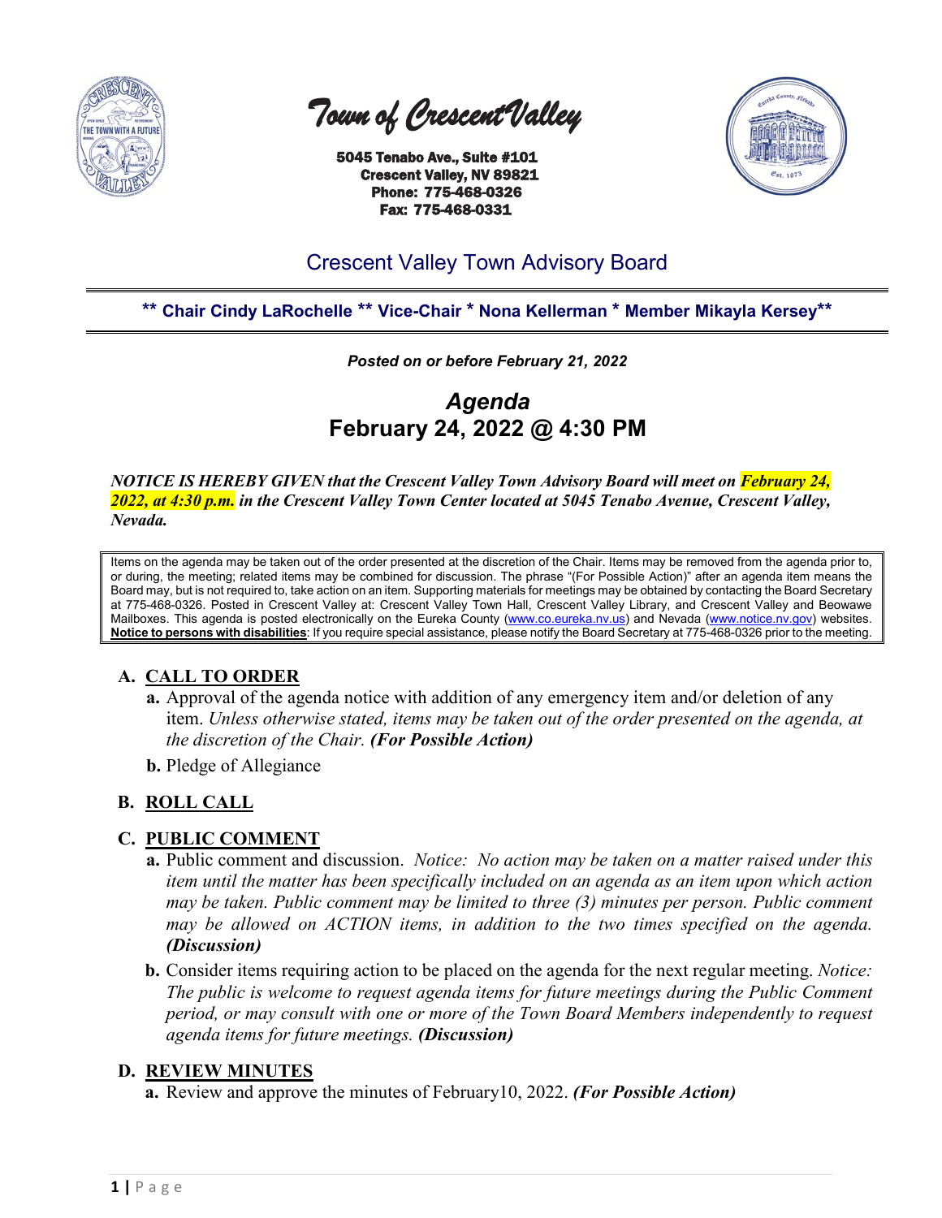# Town of Crescent Valley

**5045 Tenabo Ave., Suite #101**
**Crescent Valley, NV 89821**
**Phone: 775-468-0326**
**Fax: 775-468-0331**

## Crescent Valley Town Advisory Board

**** Chair Cindy LaRochelle ** Vice-Chair * Nona Kellerman * Member Mikayla Kersey****

***Posted on or before February 21, 2022***

# *Agenda*
# February 24, 2022 @ 4:30 PM

***NOTICE IS HEREBY GIVEN that the Crescent Valley Town Advisory Board will meet on February 24, 2022, at 4:30 p.m. in the Crescent Valley Town Center located at 5045 Tenabo Avenue, Crescent Valley, Nevada.***

Items on the agenda may be taken out of the order presented at the discretion of the Chair. Items may be removed from the agenda prior to, or during, the meeting; related items may be combined for discussion. The phrase "(For Possible Action)" after an agenda item means the Board may, but is not required to, take action on an item. Supporting materials for meetings may be obtained by contacting the Board Secretary at 775-468-0326. Posted in Crescent Valley at: Crescent Valley Town Hall, Crescent Valley Library, and Crescent Valley and Beowawe Mailboxes. This agenda is posted electronically on the Eureka County (www.co.eureka.nv.us) and Nevada (www.notice.nv.gov) websites. **Notice to persons with disabilities**: If you require special assistance, please notify the Board Secretary at 775-468-0326 prior to the meeting.

## A. CALL TO ORDER

- **a.** Approval of the agenda notice with addition of any emergency item and/or deletion of any item. *Unless otherwise stated, items may be taken out of the order presented on the agenda, at the discretion of the Chair.* ***(For Possible Action)***
- **b.** Pledge of Allegiance

## B. ROLL CALL

## C. PUBLIC COMMENT

- **a.** Public comment and discussion. *Notice: No action may be taken on a matter raised under this item until the matter has been specifically included on an agenda as an item upon which action may be taken. Public comment may be limited to three (3) minutes per person. Public comment may be allowed on ACTION items, in addition to the two times specified on the agenda.* ***(Discussion)***
- **b.** Consider items requiring action to be placed on the agenda for the next regular meeting. *Notice: The public is welcome to request agenda items for future meetings during the Public Comment period, or may consult with one or more of the Town Board Members independently to request agenda items for future meetings.* ***(Discussion)***

## D. REVIEW MINUTES

- **a.** Review and approve the minutes of February10, 2022. ***(For Possible Action)***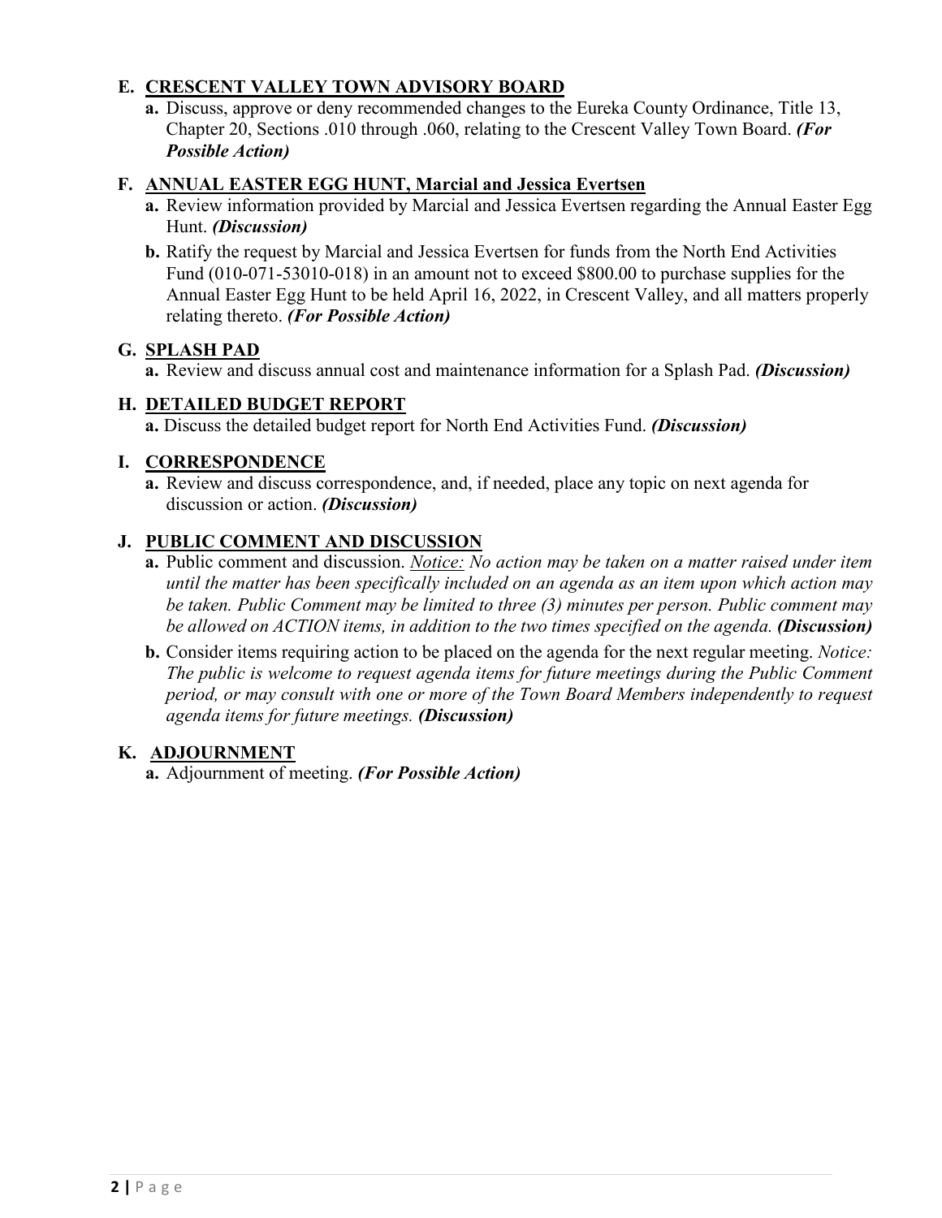**E. <u>CRESCENT VALLEY TOWN ADVISORY BOARD</u>**

**a.** Discuss, approve or deny recommended changes to the Eureka County Ordinance, Title 13, Chapter 20, Sections .010 through .060, relating to the Crescent Valley Town Board. ***(For Possible Action)***

**F. <u>ANNUAL EASTER EGG HUNT, Marcial and Jessica Evertsen</u>**

**a.** Review information provided by Marcial and Jessica Evertsen regarding the Annual Easter Egg Hunt. ***(Discussion)***

**b.** Ratify the request by Marcial and Jessica Evertsen for funds from the North End Activities Fund (010-071-53010-018) in an amount not to exceed $800.00 to purchase supplies for the Annual Easter Egg Hunt to be held April 16, 2022, in Crescent Valley, and all matters properly relating thereto. ***(For Possible Action)***

**G. <u>SPLASH PAD</u>**

**a.** Review and discuss annual cost and maintenance information for a Splash Pad. ***(Discussion)***

**H. <u>DETAILED BUDGET REPORT</u>**

**a.** Discuss the detailed budget report for North End Activities Fund. ***(Discussion)***

**I. <u>CORRESPONDENCE</u>**

**a.** Review and discuss correspondence, and, if needed, place any topic on next agenda for discussion or action. ***(Discussion)***

**J. <u>PUBLIC COMMENT AND DISCUSSION</u>**

**a.** Public comment and discussion. *<u>Notice:</u> No action may be taken on a matter raised under item until the matter has been specifically included on an agenda as an item upon which action may be taken. Public Comment may be limited to three (3) minutes per person. Public comment may be allowed on ACTION items, in addition to the two times specified on the agenda.* ***(Discussion)***

**b.** Consider items requiring action to be placed on the agenda for the next regular meeting. *Notice: The public is welcome to request agenda items for future meetings during the Public Comment period, or may consult with one or more of the Town Board Members independently to request agenda items for future meetings.* ***(Discussion)***

**K. <u>ADJOURNMENT</u>**

**a.** Adjournment of meeting. ***(For Possible Action)***